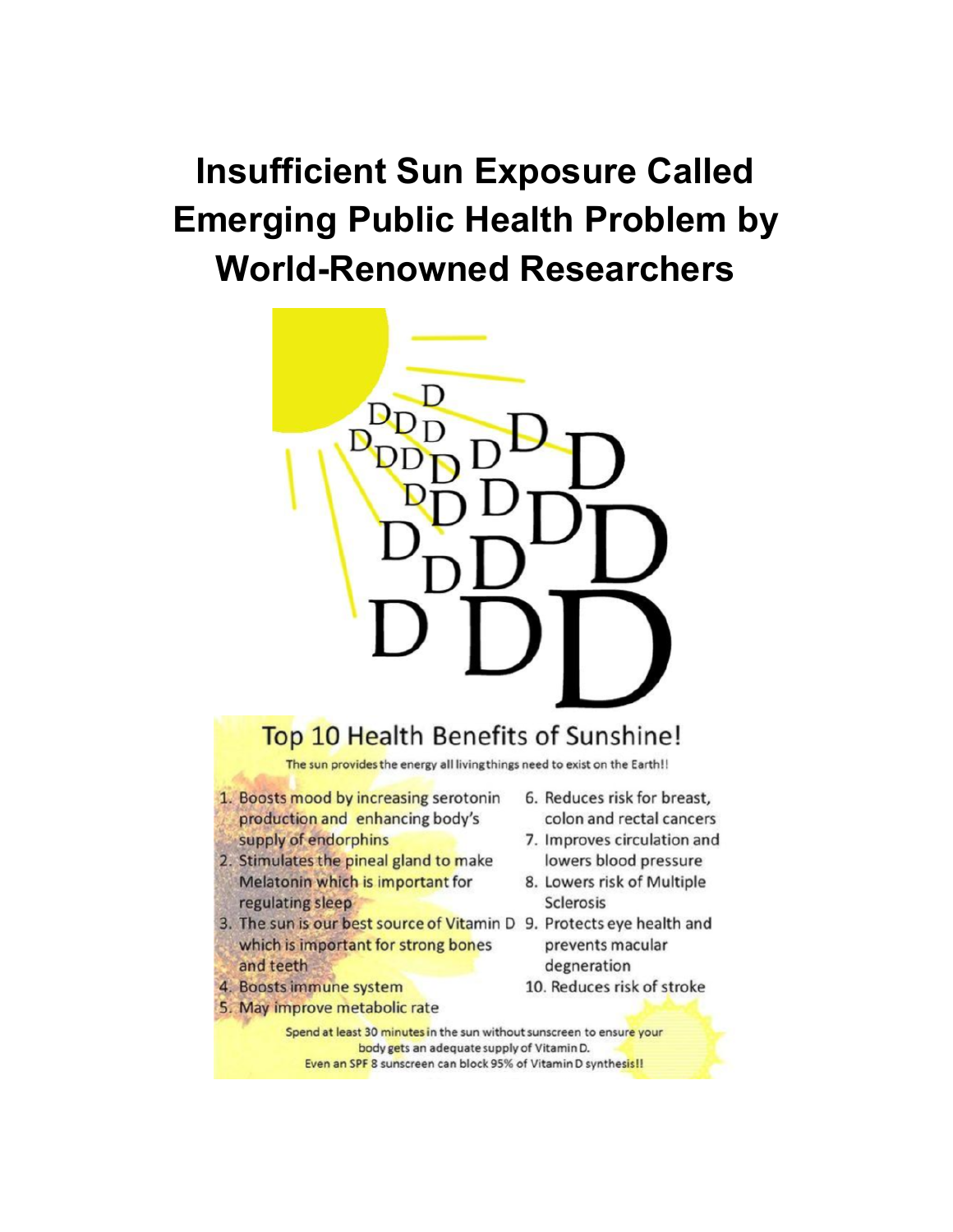# Insufficient Sun Exposure Called Emerging Public Health Problem by World-Renowned Researchers

## Top 10 Health Benefits of Sunshine!

The sun provides the energy all livingthings need to exist on the Earth!!

1. Boosts mood by increasing serotonin production and enhancing body's supply of endorphins
2. Stimulates the pineal gland to make Melatonin which is important for regulating sleep
3. The sun is our best source of Vitamin D which is important for strong bones and teeth
4. Boosts immune system
5. May improve metabolic rate
6. Reduces risk for breast, colon and rectal cancers
7. Improves circulation and lowers blood pressure
8. Lowers risk of Multiple Sclerosis
9. Protects eye health and prevents macular degneration
10. Reduces risk of stroke

Spend at least 30 minutes in the sun without sunscreen to ensure your body gets an adequate supply of Vitamin D.
Even an SPF 8 sunscreen can block 95% of Vitamin D synthesis!!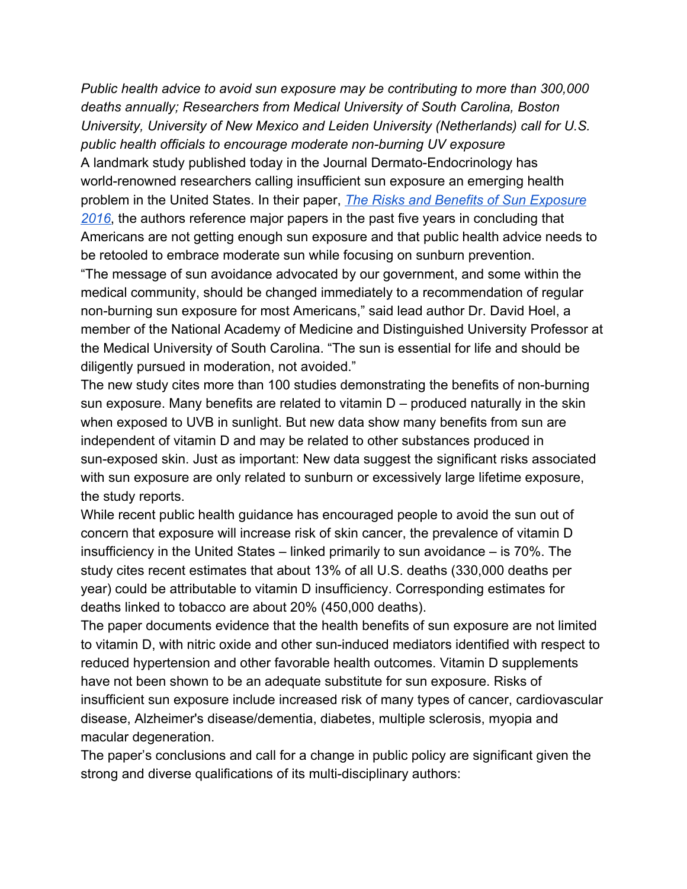*Public health advice to avoid sun exposure may be contributing to more than 300,000 deaths annually; Researchers from Medical University of South Carolina, Boston University, University of New Mexico and Leiden University (Netherlands) call for U.S. public health officials to encourage moderate non-burning UV exposure*

A landmark study published today in the Journal Dermato-Endocrinology has world-renowned researchers calling insufficient sun exposure an emerging health problem in the United States. In their paper, [*The Risks and Benefits of Sun Exposure 2016*](), the authors reference major papers in the past five years in concluding that Americans are not getting enough sun exposure and that public health advice needs to be retooled to embrace moderate sun while focusing on sunburn prevention.

"The message of sun avoidance advocated by our government, and some within the medical community, should be changed immediately to a recommendation of regular non-burning sun exposure for most Americans," said lead author Dr. David Hoel, a member of the National Academy of Medicine and Distinguished University Professor at the Medical University of South Carolina. "The sun is essential for life and should be diligently pursued in moderation, not avoided."

The new study cites more than 100 studies demonstrating the benefits of non-burning sun exposure. Many benefits are related to vitamin D – produced naturally in the skin when exposed to UVB in sunlight. But new data show many benefits from sun are independent of vitamin D and may be related to other substances produced in sun-exposed skin. Just as important: New data suggest the significant risks associated with sun exposure are only related to sunburn or excessively large lifetime exposure, the study reports.

While recent public health guidance has encouraged people to avoid the sun out of concern that exposure will increase risk of skin cancer, the prevalence of vitamin D insufficiency in the United States – linked primarily to sun avoidance – is 70%. The study cites recent estimates that about 13% of all U.S. deaths (330,000 deaths per year) could be attributable to vitamin D insufficiency. Corresponding estimates for deaths linked to tobacco are about 20% (450,000 deaths).

The paper documents evidence that the health benefits of sun exposure are not limited to vitamin D, with nitric oxide and other sun-induced mediators identified with respect to reduced hypertension and other favorable health outcomes. Vitamin D supplements have not been shown to be an adequate substitute for sun exposure. Risks of insufficient sun exposure include increased risk of many types of cancer, cardiovascular disease, Alzheimer's disease/dementia, diabetes, multiple sclerosis, myopia and macular degeneration.

The paper's conclusions and call for a change in public policy are significant given the strong and diverse qualifications of its multi-disciplinary authors: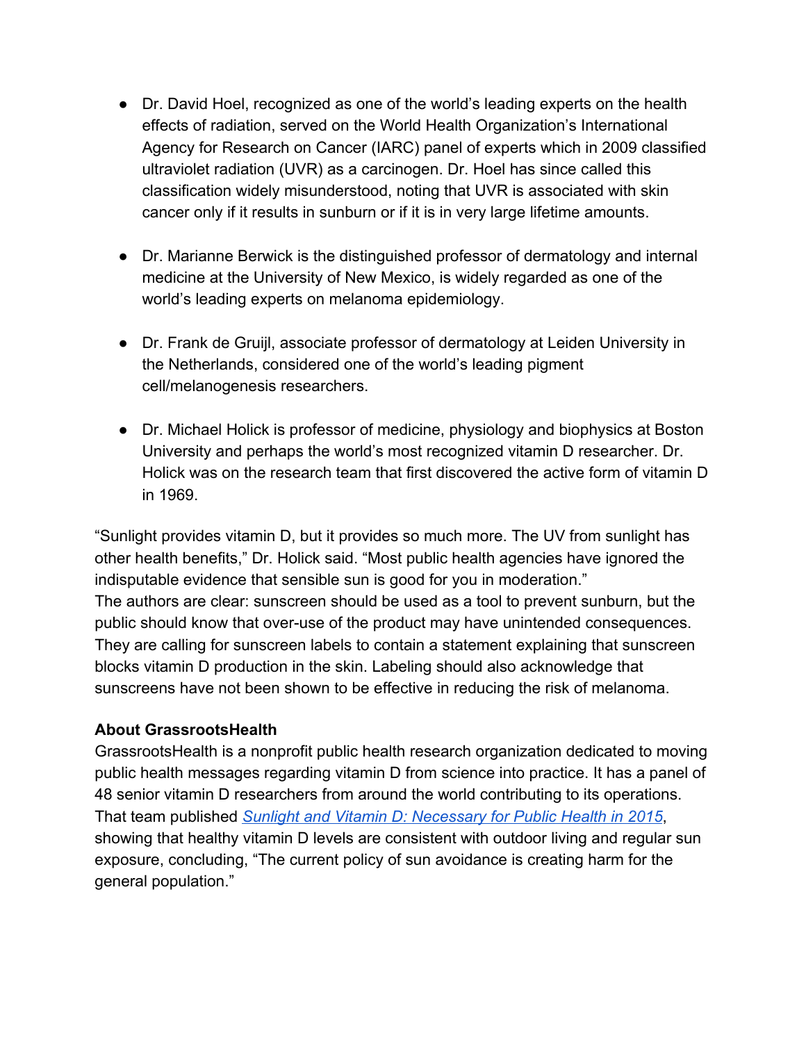- Dr. David Hoel, recognized as one of the world's leading experts on the health effects of radiation, served on the World Health Organization's International Agency for Research on Cancer (IARC) panel of experts which in 2009 classified ultraviolet radiation (UVR) as a carcinogen. Dr. Hoel has since called this classification widely misunderstood, noting that UVR is associated with skin cancer only if it results in sunburn or if it is in very large lifetime amounts.

- Dr. Marianne Berwick is the distinguished professor of dermatology and internal medicine at the University of New Mexico, is widely regarded as one of the world's leading experts on melanoma epidemiology.

- Dr. Frank de Gruijl, associate professor of dermatology at Leiden University in the Netherlands, considered one of the world's leading pigment cell/melanogenesis researchers.

- Dr. Michael Holick is professor of medicine, physiology and biophysics at Boston University and perhaps the world's most recognized vitamin D researcher. Dr. Holick was on the research team that first discovered the active form of vitamin D in 1969.

"Sunlight provides vitamin D, but it provides so much more. The UV from sunlight has other health benefits," Dr. Holick said. "Most public health agencies have ignored the indisputable evidence that sensible sun is good for you in moderation."
The authors are clear: sunscreen should be used as a tool to prevent sunburn, but the public should know that over-use of the product may have unintended consequences. They are calling for sunscreen labels to contain a statement explaining that sunscreen blocks vitamin D production in the skin. Labeling should also acknowledge that sunscreens have not been shown to be effective in reducing the risk of melanoma.

**About GrassrootsHealth**
GrassrootsHealth is a nonprofit public health research organization dedicated to moving public health messages regarding vitamin D from science into practice. It has a panel of 48 senior vitamin D researchers from around the world contributing to its operations. That team published *Sunlight and Vitamin D: Necessary for Public Health in 2015*, showing that healthy vitamin D levels are consistent with outdoor living and regular sun exposure, concluding, "The current policy of sun avoidance is creating harm for the general population."